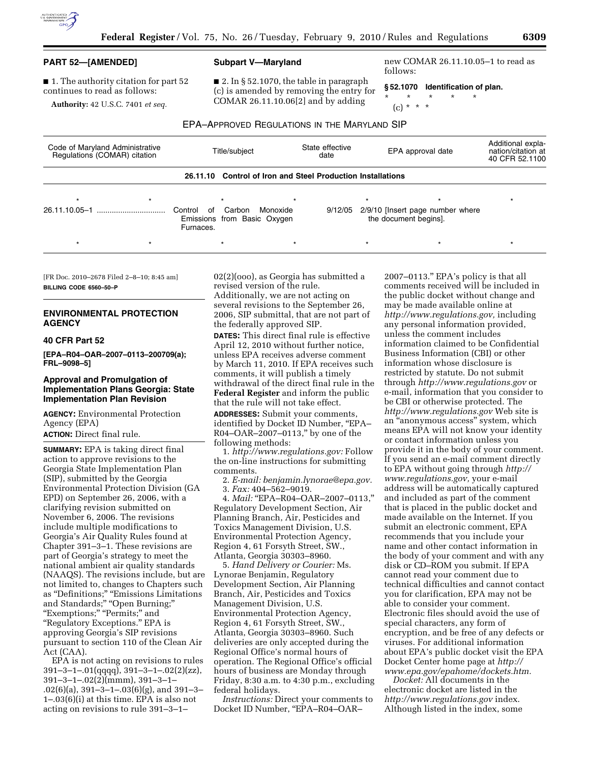## PART 52—[AMENDED]

■ 1. The authority citation for part 52 continues to read as follows:

**Authority:** 42 U.S.C. 7401 *et seq.*

### Subpart V—Maryland

■ 2. In § 52.1070, the table in paragraph (c) is amended by removing the entry for COMAR 26.11.10.06[2] and by adding new COMAR 26.11.10.05–1 to read as follows:

**§ 52.1070 Identification of plan.**

\* \* \* \* \*

(c) \* \* \*

EPA–APPROVED REGULATIONS IN THE MARYLAND SIP

| Code of Maryland Administrative Regulations (COMAR) citation | Title/subject | State effective date | EPA approval date | Additional explanation/citation at 40 CFR 52.1100 |
|---|---|---|---|---|
| **26.11.10 Control of Iron and Steel Production Installations** | | | | |
| * * | * | * | * | * * |
| 26.11.10.05–1 | Control of Carbon Monoxide Emissions from Basic Oxygen Furnaces. | 9/12/05 | 2/9/10 [Insert page number where the document begins]. | |
| * * | * | * | * | * * |

[FR Doc. 2010–2678 Filed 2–8–10; 8:45 am]

**BILLING CODE 6560–50–P**

---

## ENVIRONMENTAL PROTECTION AGENCY

### 40 CFR Part 52

**[EPA–R04–OAR–2007–0113–200709(a); FRL–9098–5]**

### Approval and Promulgation of Implementation Plans Georgia: State Implementation Plan Revision

**AGENCY:** Environmental Protection Agency (EPA)

**ACTION:** Direct final rule.

**SUMMARY:** EPA is taking direct final action to approve revisions to the Georgia State Implementation Plan (SIP), submitted by the Georgia Environmental Protection Division (GA EPD) on September 26, 2006, with a clarifying revision submitted on November 6, 2006. The revisions include multiple modifications to Georgia's Air Quality Rules found at Chapter 391–3–1. These revisions are part of Georgia's strategy to meet the national ambient air quality standards (NAAQS). The revisions include, but are not limited to, changes to Chapters such as "Definitions;" "Emissions Limitations and Standards;" "Open Burning;" "Exemptions;" "Permits;" and "Regulatory Exceptions." EPA is approving Georgia's SIP revisions pursuant to section 110 of the Clean Air Act (CAA).

EPA is not acting on revisions to rules 391–3–1–.01(qqqq), 391–3–1–.02(2)(zz), 391–3–1–.02(2)(mmm), 391–3–1–.02(6)(a), 391–3–1–.03(6)(g), and 391–3–1–.03(6)(i) at this time. EPA is also not acting on revisions to rule 391–3–1–02(2)(ooo), as Georgia has submitted a revised version of the rule. Additionally, we are not acting on several revisions to the September 26, 2006, SIP submittal, that are not part of the federally approved SIP.

**DATES:** This direct final rule is effective April 12, 2010 without further notice, unless EPA receives adverse comment by March 11, 2010. If EPA receives such comments, it will publish a timely withdrawal of the direct final rule in the **Federal Register** and inform the public that the rule will not take effect.

**ADDRESSES:** Submit your comments, identified by Docket ID Number, "EPA–R04–OAR–2007–0113," by one of the following methods:

1. *http://www.regulations.gov:* Follow the on-line instructions for submitting comments.
2. *E-mail: benjamin.lynorae@epa.gov.*
3. *Fax:* 404–562–9019.
4. *Mail:* "EPA–R04–OAR–2007–0113," Regulatory Development Section, Air Planning Branch, Air, Pesticides and Toxics Management Division, U.S. Environmental Protection Agency, Region 4, 61 Forsyth Street, SW., Atlanta, Georgia 30303–8960.
5. *Hand Delivery or Courier:* Ms. Lynorae Benjamin, Regulatory Development Section, Air Planning Branch, Air, Pesticides and Toxics Management Division, U.S. Environmental Protection Agency, Region 4, 61 Forsyth Street, SW., Atlanta, Georgia 30303–8960. Such deliveries are only accepted during the Regional Office's normal hours of operation. The Regional Office's official hours of business are Monday through Friday, 8:30 a.m. to 4:30 p.m., excluding federal holidays.

*Instructions:* Direct your comments to Docket ID Number, "EPA–R04–OAR–2007–0113." EPA's policy is that all comments received will be included in the public docket without change and may be made available online at *http://www.regulations.gov,* including any personal information provided, unless the comment includes information claimed to be Confidential Business Information (CBI) or other information whose disclosure is restricted by statute. Do not submit through *http://www.regulations.gov* or e-mail, information that you consider to be CBI or otherwise protected. The *http://www.regulations.gov* Web site is an "anonymous access" system, which means EPA will not know your identity or contact information unless you provide it in the body of your comment. If you send an e-mail comment directly to EPA without going through *http://www.regulations.gov,* your e-mail address will be automatically captured and included as part of the comment that is placed in the public docket and made available on the Internet. If you submit an electronic comment, EPA recommends that you include your name and other contact information in the body of your comment and with any disk or CD–ROM you submit. If EPA cannot read your comment due to technical difficulties and cannot contact you for clarification, EPA may not be able to consider your comment. Electronic files should avoid the use of special characters, any form of encryption, and be free of any defects or viruses. For additional information about EPA's public docket visit the EPA Docket Center home page at *http://www.epa.gov/epahome/dockets.htm.*

*Docket:* All documents in the electronic docket are listed in the *http://www.regulations.gov* index. Although listed in the index, some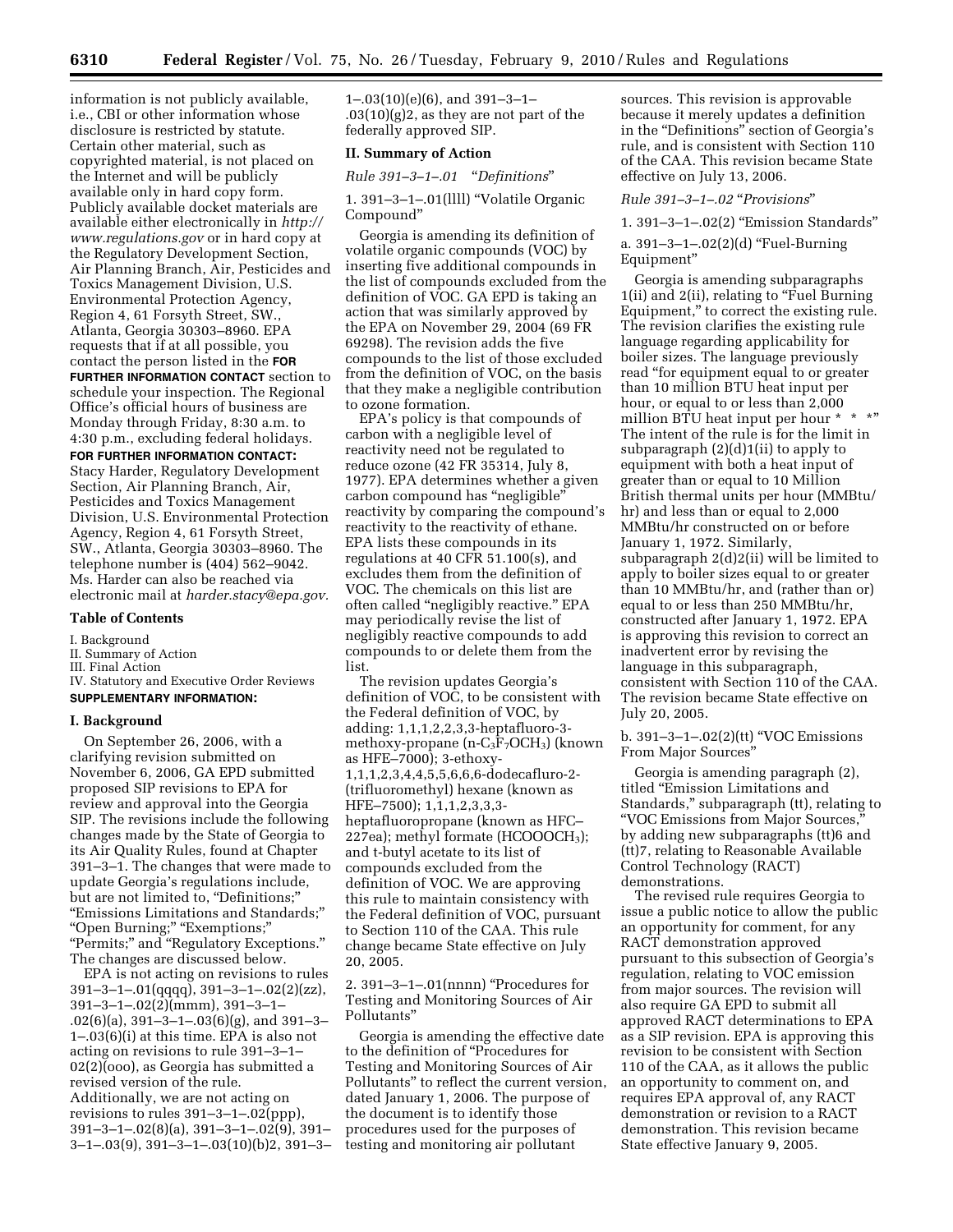information is not publicly available, i.e., CBI or other information whose disclosure is restricted by statute. Certain other material, such as copyrighted material, is not placed on the Internet and will be publicly available only in hard copy form. Publicly available docket materials are available either electronically in *http://www.regulations.gov* or in hard copy at the Regulatory Development Section, Air Planning Branch, Air, Pesticides and Toxics Management Division, U.S. Environmental Protection Agency, Region 4, 61 Forsyth Street, SW., Atlanta, Georgia 30303–8960. EPA requests that if at all possible, you contact the person listed in the **FOR FURTHER INFORMATION CONTACT** section to schedule your inspection. The Regional Office's official hours of business are Monday through Friday, 8:30 a.m. to 4:30 p.m., excluding federal holidays.

**FOR FURTHER INFORMATION CONTACT:** Stacy Harder, Regulatory Development Section, Air Planning Branch, Air, Pesticides and Toxics Management Division, U.S. Environmental Protection Agency, Region 4, 61 Forsyth Street, SW., Atlanta, Georgia 30303–8960. The telephone number is (404) 562–9042. Ms. Harder can also be reached via electronic mail at *harder.stacy@epa.gov*.

**Table of Contents**

I. Background
II. Summary of Action
III. Final Action
IV. Statutory and Executive Order Reviews

**SUPPLEMENTARY INFORMATION:**

**I. Background**

On September 26, 2006, with a clarifying revision submitted on November 6, 2006, GA EPD submitted proposed SIP revisions to EPA for review and approval into the Georgia SIP. The revisions include the following changes made by the State of Georgia to its Air Quality Rules, found at Chapter 391–3–1. The changes that were made to update Georgia's regulations include, but are not limited to, "Definitions;" "Emissions Limitations and Standards;" "Open Burning;" "Exemptions;" "Permits;" and "Regulatory Exceptions." The changes are discussed below.

EPA is not acting on revisions to rules 391–3–1–.01(qqqq), 391–3–1–.02(2)(zz), 391–3–1–.02(2)(mmm), 391–3–1–.02(6)(a), 391–3–1–.03(6)(g), and 391–3–1–.03(6)(i) at this time. EPA is also not acting on revisions to rule 391–3–1–02(2)(ooo), as Georgia has submitted a revised version of the rule. Additionally, we are not acting on revisions to rules 391–3–1–.02(ppp), 391–3–1–.02(8)(a), 391–3–1–.02(9), 391–3–1–.03(9), 391–3–1–.03(10)(b)2, 391–3–1–.03(10)(e)(6), and 391–3–1–.03(10)(g)2, as they are not part of the federally approved SIP.

**II. Summary of Action**

*Rule 391–3–1–.01* "*Definitions*"

1. 391–3–1–.01(llll) "Volatile Organic Compound"

Georgia is amending its definition of volatile organic compounds (VOC) by inserting five additional compounds in the list of compounds excluded from the definition of VOC. GA EPD is taking an action that was similarly approved by the EPA on November 29, 2004 (69 FR 69298). The revision adds the five compounds to the list of those excluded from the definition of VOC, on the basis that they make a negligible contribution to ozone formation.

EPA's policy is that compounds of carbon with a negligible level of reactivity need not be regulated to reduce ozone (42 FR 35314, July 8, 1977). EPA determines whether a given carbon compound has "negligible" reactivity by comparing the compound's reactivity to the reactivity of ethane. EPA lists these compounds in its regulations at 40 CFR 51.100(s), and excludes them from the definition of VOC. The chemicals on this list are often called "negligibly reactive." EPA may periodically revise the list of negligibly reactive compounds to add compounds to or delete them from the list.

The revision updates Georgia's definition of VOC, to be consistent with the Federal definition of VOC, by adding: 1,1,1,2,2,3,3-heptafluoro-3-methoxy-propane (n-$C_3F_7OCH_3$) (known as HFE–7000); 3-ethoxy-1,1,1,2,3,4,4,5,5,6,6,6-dodecafluro-2-(trifluoromethyl) hexane (known as HFE–7500); 1,1,1,2,3,3,3-heptafluoropropane (known as HFC–227ea); methyl formate ($HCOOOCH_3$); and t-butyl acetate to its list of compounds excluded from the definition of VOC. We are approving this rule to maintain consistency with the Federal definition of VOC, pursuant to Section 110 of the CAA. This rule change became State effective on July 20, 2005.

2. 391–3–1–.01(nnnn) "Procedures for Testing and Monitoring Sources of Air Pollutants"

Georgia is amending the effective date to the definition of "Procedures for Testing and Monitoring Sources of Air Pollutants" to reflect the current version, dated January 1, 2006. The purpose of the document is to identify those procedures used for the purposes of testing and monitoring air pollutant sources. This revision is approvable because it merely updates a definition in the "Definitions" section of Georgia's rule, and is consistent with Section 110 of the CAA. This revision became State effective on July 13, 2006.

*Rule 391–3–1–.02* "*Provisions*"

1. 391–3–1–.02(2) "Emission Standards"

a. 391–3–1–.02(2)(d) "Fuel-Burning Equipment"

Georgia is amending subparagraphs 1(ii) and 2(ii), relating to "Fuel Burning Equipment," to correct the existing rule. The revision clarifies the existing rule language regarding applicability for boiler sizes. The language previously read "for equipment equal to or greater than 10 million BTU heat input per hour, or equal to or less than 2,000 million BTU heat input per hour * * *" The intent of the rule is for the limit in subparagraph (2)(d)1(ii) to apply to equipment with both a heat input of greater than or equal to 10 Million British thermal units per hour (MMBtu/hr) and less than or equal to 2,000 MMBtu/hr constructed on or before January 1, 1972. Similarly, subparagraph 2(d)2(ii) will be limited to apply to boiler sizes equal to or greater than 10 MMBtu/hr, and (rather than or) equal to or less than 250 MMBtu/hr, constructed after January 1, 1972. EPA is approving this revision to correct an inadvertent error by revising the language in this subparagraph, consistent with Section 110 of the CAA. The revision became State effective on July 20, 2005.

b. 391–3–1–.02(2)(tt) "VOC Emissions From Major Sources"

Georgia is amending paragraph (2), titled "Emission Limitations and Standards," subparagraph (tt), relating to "VOC Emissions from Major Sources," by adding new subparagraphs (tt)6 and (tt)7, relating to Reasonable Available Control Technology (RACT) demonstrations.

The revised rule requires Georgia to issue a public notice to allow the public an opportunity for comment, for any RACT demonstration approved pursuant to this subsection of Georgia's regulation, relating to VOC emission from major sources. The revision will also require GA EPD to submit all approved RACT determinations to EPA as a SIP revision. EPA is approving this revision to be consistent with Section 110 of the CAA, as it allows the public an opportunity to comment on, and requires EPA approval of, any RACT demonstration or revision to a RACT demonstration. This revision became State effective January 9, 2005.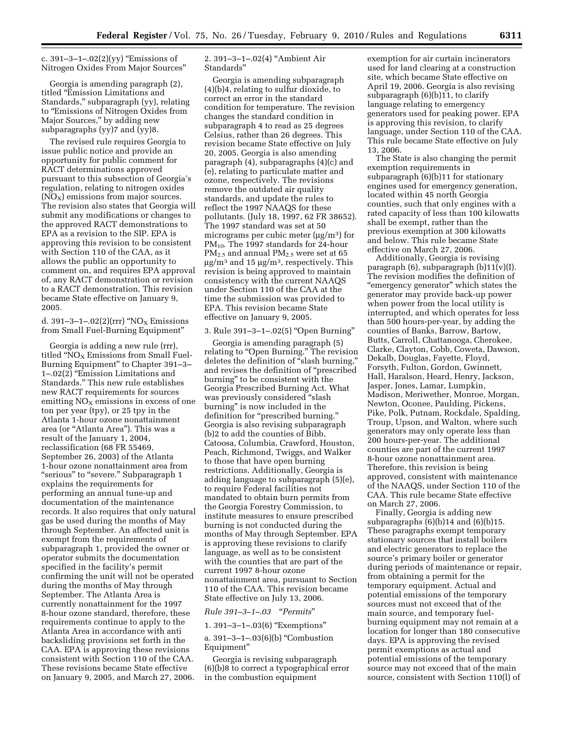c. 391–3–1–.02(2)(yy) "Emissions of Nitrogen Oxides From Major Sources"

Georgia is amending paragraph (2), titled "Emission Limitations and Standards," subparagraph (yy), relating to "Emissions of Nitrogen Oxides from Major Sources," by adding new subparagraphs (yy)7 and (yy)8.

The revised rule requires Georgia to issue public notice and provide an opportunity for public comment for RACT determinations approved pursuant to this subsection of Georgia's regulation, relating to nitrogen oxides ($NO_X$) emissions from major sources. The revision also states that Georgia will submit any modifications or changes to the approved RACT demonstrations to EPA as a revision to the SIP. EPA is approving this revision to be consistent with Section 110 of the CAA, as it allows the public an opportunity to comment on, and requires EPA approval of, any RACT demonstration or revision to a RACT demonstration. This revision became State effective on January 9, 2005.

d. 391–3–1–.02(2)(rrr) "$NO_X$ Emissions from Small Fuel-Burning Equipment"

Georgia is adding a new rule (rrr), titled "$NO_X$ Emissions from Small Fuel-Burning Equipment" to Chapter 391–3–1–.02(2) "Emission Limitations and Standards." This new rule establishes new RACT requirements for sources emitting $NO_X$ emissions in excess of one ton per year (tpy), or 25 tpy in the Atlanta 1-hour ozone nonattainment area (or "Atlanta Area"). This was a result of the January 1, 2004, reclassification (68 FR 55469, September 26, 2003) of the Atlanta 1-hour ozone nonattainment area from "serious" to "severe." Subparagraph 1 explains the requirements for performing an annual tune-up and documentation of the maintenance records. It also requires that only natural gas be used during the months of May through September. An affected unit is exempt from the requirements of subparagraph 1, provided the owner or operator submits the documentation specified in the facility's permit confirming the unit will not be operated during the months of May through September. The Atlanta Area is currently nonattainment for the 1997 8-hour ozone standard, therefore, these requirements continue to apply to the Atlanta Area in accordance with anti backsliding provisions set forth in the CAA. EPA is approving these revisions consistent with Section 110 of the CAA. These revisions became State effective on January 9, 2005, and March 27, 2006.

2. 391–3–1–.02(4) "Ambient Air Standards"

Georgia is amending subparagraph (4)(b)4, relating to sulfur dioxide, to correct an error in the standard condition for temperature. The revision changes the standard condition in subparagraph 4 to read as 25 degrees Celsius, rather than 26 degrees. This revision became State effective on July 20, 2005. Georgia is also amending paragraph (4), subparagraphs (4)(c) and (e), relating to particulate matter and ozone, respectively. The revisions remove the outdated air quality standards, and update the rules to reflect the 1997 NAAQS for these pollutants. (July 18, 1997, 62 FR 38652). The 1997 standard was set at 50 micrograms per cubic meter ($\mu g/m^3$) for $PM_{10}$. The 1997 standards for 24-hour $PM_{2.5}$ and annual $PM_{2.5}$ were set at 65 $\mu g/m^3$ and 15 $\mu g/m^3$, respectively. This revision is being approved to maintain consistency with the current NAAQS under Section 110 of the CAA at the time the submission was provided to EPA. This revision became State effective on January 9, 2005.

3. Rule 391–3–1–.02(5) "Open Burning"

Georgia is amending paragraph (5) relating to "Open Burning." The revision deletes the definition of "slash burning," and revises the definition of "prescribed burning" to be consistent with the Georgia Prescribed Burning Act. What was previously considered "slash burning" is now included in the definition for "prescribed burning." Georgia is also revising subparagraph (b)2 to add the counties of Bibb, Catoosa, Columbia, Crawford, Houston, Peach, Richmond, Twiggs, and Walker to those that have open burning restrictions. Additionally, Georgia is adding language to subparagraph (5)(e), to require Federal facilities not mandated to obtain burn permits from the Georgia Forestry Commission, to institute measures to ensure prescribed burning is not conducted during the months of May through September. EPA is approving these revisions to clarify language, as well as to be consistent with the counties that are part of the current 1997 8-hour ozone nonattainment area, pursuant to Section 110 of the CAA. This revision became State effective on July 13, 2006.

*Rule 391–3–1–.03 "Permits"*

1. 391–3–1–.03(6) "Exemptions"

a. 391–3–1–.03(6)(b) "Combustion Equipment"

Georgia is revising subparagraph (6)(b)8 to correct a typographical error in the combustion equipment exemption for air curtain incinerators used for land clearing at a construction site, which became State effective on April 19, 2006. Georgia is also revising subparagraph (6)(b)11, to clarify language relating to emergency generators used for peaking power. EPA is approving this revision, to clarify language, under Section 110 of the CAA. This rule became State effective on July 13, 2006.

The State is also changing the permit exemption requirements in subparagraph (6)(b)11 for stationary engines used for emergency generation, located within 45 north Georgia counties, such that only engines with a rated capacity of less than 100 kilowatts shall be exempt, rather than the previous exemption at 300 kilowatts and below. This rule became State effective on March 27, 2006.

Additionally, Georgia is revising paragraph (6), subparagraph (b)11(v)(I). The revision modifies the definition of "emergency generator" which states the generator may provide back-up power when power from the local utility is interrupted, and which operates for less than 500 hours-per-year, by adding the counties of Banks, Barrow, Bartow, Butts, Carroll, Chattanooga, Cherokee, Clarke, Clayton, Cobb, Coweta, Dawson, Dekalb, Douglas, Fayette, Floyd, Forsyth, Fulton, Gordon, Gwinnett, Hall, Haralson, Heard, Henry, Jackson, Jasper, Jones, Lamar, Lumpkin, Madison, Meriwether, Monroe, Morgan, Newton, Oconee, Paulding, Pickens, Pike, Polk, Putnam, Rockdale, Spalding, Troup, Upson, and Walton, where such generators may only operate less than 200 hours-per-year. The additional counties are part of the current 1997 8-hour ozone nonattainment area. Therefore, this revision is being approved, consistent with maintenance of the NAAQS, under Section 110 of the CAA. This rule became State effective on March 27, 2006.

Finally, Georgia is adding new subparagraphs (6)(b)14 and (6)(b)15. These paragraphs exempt temporary stationary sources that install boilers and electric generators to replace the source's primary boiler or generator during periods of maintenance or repair, from obtaining a permit for the temporary equipment. Actual and potential emissions of the temporary sources must not exceed that of the main source, and temporary fuel-burning equipment may not remain at a location for longer than 180 consecutive days. EPA is approving the revised permit exemptions as actual and potential emissions of the temporary source may not exceed that of the main source, consistent with Section 110(l) of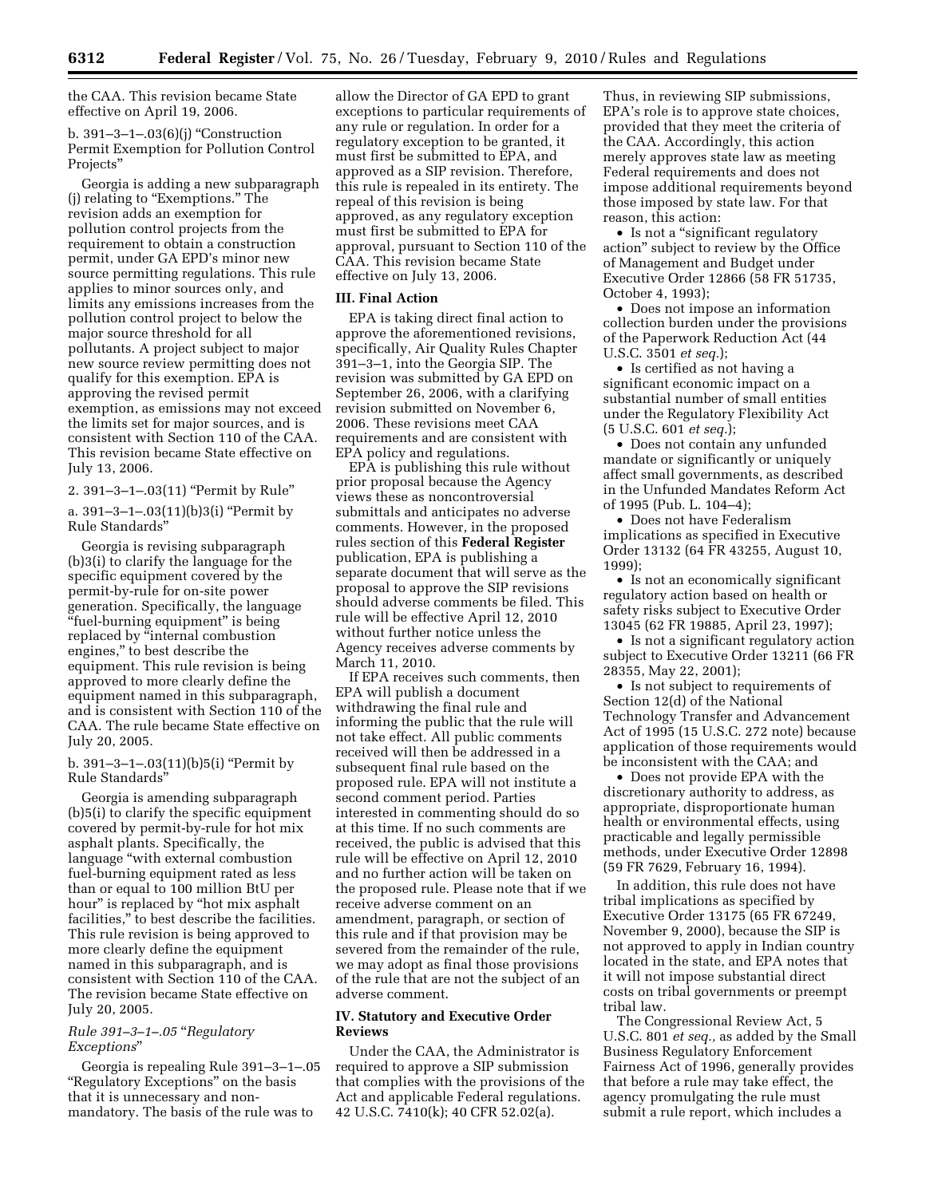the CAA. This revision became State effective on April 19, 2006.

b. 391–3–1–.03(6)(j) "Construction Permit Exemption for Pollution Control Projects"

Georgia is adding a new subparagraph (j) relating to "Exemptions." The revision adds an exemption for pollution control projects from the requirement to obtain a construction permit, under GA EPD's minor new source permitting regulations. This rule applies to minor sources only, and limits any emissions increases from the pollution control project to below the major source threshold for all pollutants. A project subject to major new source review permitting does not qualify for this exemption. EPA is approving the revised permit exemption, as emissions may not exceed the limits set for major sources, and is consistent with Section 110 of the CAA. This revision became State effective on July 13, 2006.

2. 391–3–1–.03(11) "Permit by Rule"

a. 391–3–1–.03(11)(b)3(i) "Permit by Rule Standards"

Georgia is revising subparagraph (b)3(i) to clarify the language for the specific equipment covered by the permit-by-rule for on-site power generation. Specifically, the language "fuel-burning equipment" is being replaced by "internal combustion engines," to best describe the equipment. This rule revision is being approved to more clearly define the equipment named in this subparagraph, and is consistent with Section 110 of the CAA. The rule became State effective on July 20, 2005.

b. 391–3–1–.03(11)(b)5(i) "Permit by Rule Standards"

Georgia is amending subparagraph (b)5(i) to clarify the specific equipment covered by permit-by-rule for hot mix asphalt plants. Specifically, the language "with external combustion fuel-burning equipment rated as less than or equal to 100 million BtU per hour" is replaced by "hot mix asphalt facilities," to best describe the facilities. This rule revision is being approved to more clearly define the equipment named in this subparagraph, and is consistent with Section 110 of the CAA. The revision became State effective on July 20, 2005.

*Rule 391–3–1–.05 "Regulatory Exceptions"*

Georgia is repealing Rule 391–3–1–.05 "Regulatory Exceptions" on the basis that it is unnecessary and non-mandatory. The basis of the rule was to allow the Director of GA EPD to grant exceptions to particular requirements of any rule or regulation. In order for a regulatory exception to be granted, it must first be submitted to EPA, and approved as a SIP revision. Therefore, this rule is repealed in its entirety. The repeal of this revision is being approved, as any regulatory exception must first be submitted to EPA for approval, pursuant to Section 110 of the CAA. This revision became State effective on July 13, 2006.

## III. Final Action

EPA is taking direct final action to approve the aforementioned revisions, specifically, Air Quality Rules Chapter 391–3–1, into the Georgia SIP. The revision was submitted by GA EPD on September 26, 2006, with a clarifying revision submitted on November 6, 2006. These revisions meet CAA requirements and are consistent with EPA policy and regulations.

EPA is publishing this rule without prior proposal because the Agency views these as noncontroversial submittals and anticipates no adverse comments. However, in the proposed rules section of this **Federal Register** publication, EPA is publishing a separate document that will serve as the proposal to approve the SIP revisions should adverse comments be filed. This rule will be effective April 12, 2010 without further notice unless the Agency receives adverse comments by March 11, 2010.

If EPA receives such comments, then EPA will publish a document withdrawing the final rule and informing the public that the rule will not take effect. All public comments received will then be addressed in a subsequent final rule based on the proposed rule. EPA will not institute a second comment period. Parties interested in commenting should do so at this time. If no such comments are received, the public is advised that this rule will be effective on April 12, 2010 and no further action will be taken on the proposed rule. Please note that if we receive adverse comment on an amendment, paragraph, or section of this rule and if that provision may be severed from the remainder of the rule, we may adopt as final those provisions of the rule that are not the subject of an adverse comment.

## IV. Statutory and Executive Order Reviews

Under the CAA, the Administrator is required to approve a SIP submission that complies with the provisions of the Act and applicable Federal regulations. 42 U.S.C. 7410(k); 40 CFR 52.02(a). Thus, in reviewing SIP submissions, EPA's role is to approve state choices, provided that they meet the criteria of the CAA. Accordingly, this action merely approves state law as meeting Federal requirements and does not impose additional requirements beyond those imposed by state law. For that reason, this action:

- Is not a "significant regulatory action" subject to review by the Office of Management and Budget under Executive Order 12866 (58 FR 51735, October 4, 1993);
- Does not impose an information collection burden under the provisions of the Paperwork Reduction Act (44 U.S.C. 3501 *et seq.*);
- Is certified as not having a significant economic impact on a substantial number of small entities under the Regulatory Flexibility Act (5 U.S.C. 601 *et seq.*);
- Does not contain any unfunded mandate or significantly or uniquely affect small governments, as described in the Unfunded Mandates Reform Act of 1995 (Pub. L. 104–4);
- Does not have Federalism implications as specified in Executive Order 13132 (64 FR 43255, August 10, 1999);
- Is not an economically significant regulatory action based on health or safety risks subject to Executive Order 13045 (62 FR 19885, April 23, 1997);
- Is not a significant regulatory action subject to Executive Order 13211 (66 FR 28355, May 22, 2001);
- Is not subject to requirements of Section 12(d) of the National Technology Transfer and Advancement Act of 1995 (15 U.S.C. 272 note) because application of those requirements would be inconsistent with the CAA; and
- Does not provide EPA with the discretionary authority to address, as appropriate, disproportionate human health or environmental effects, using practicable and legally permissible methods, under Executive Order 12898 (59 FR 7629, February 16, 1994).

In addition, this rule does not have tribal implications as specified by Executive Order 13175 (65 FR 67249, November 9, 2000), because the SIP is not approved to apply in Indian country located in the state, and EPA notes that it will not impose substantial direct costs on tribal governments or preempt tribal law.

The Congressional Review Act, 5 U.S.C. 801 *et seq.,* as added by the Small Business Regulatory Enforcement Fairness Act of 1996, generally provides that before a rule may take effect, the agency promulgating the rule must submit a rule report, which includes a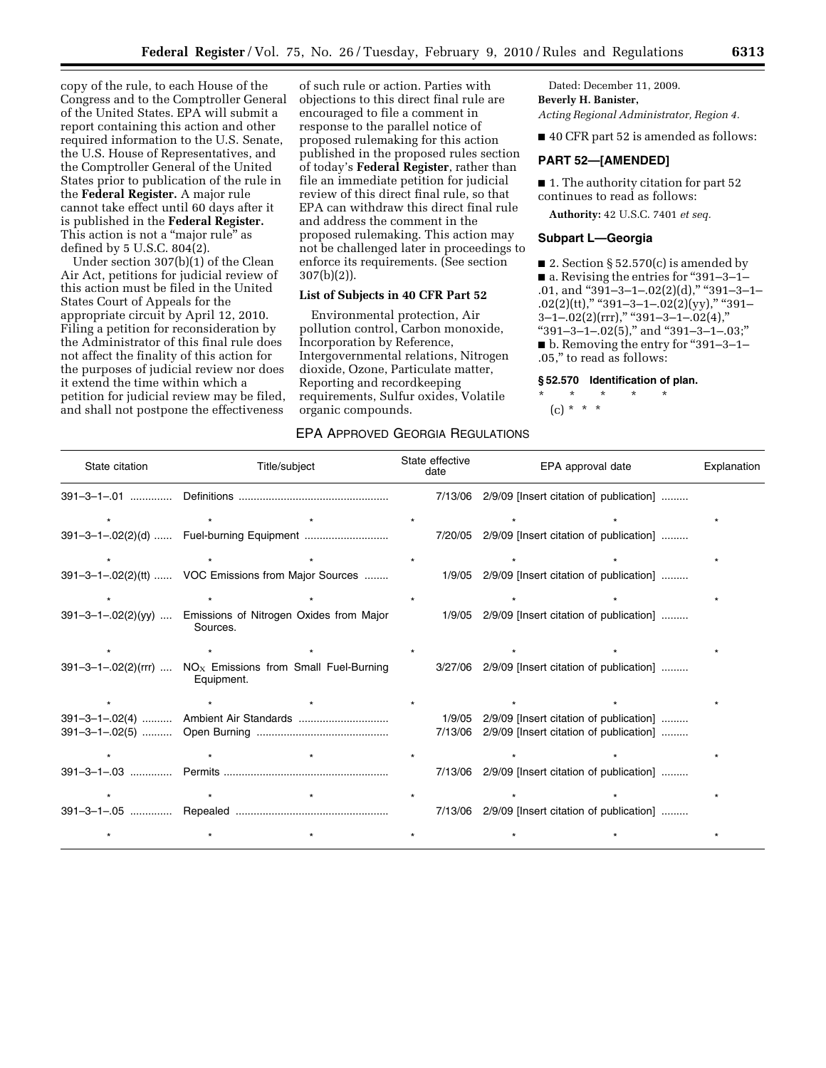copy of the rule, to each House of the Congress and to the Comptroller General of the United States. EPA will submit a report containing this action and other required information to the U.S. Senate, the U.S. House of Representatives, and the Comptroller General of the United States prior to publication of the rule in the **Federal Register.** A major rule cannot take effect until 60 days after it is published in the **Federal Register.** This action is not a "major rule" as defined by 5 U.S.C. 804(2).

Under section 307(b)(1) of the Clean Air Act, petitions for judicial review of this action must be filed in the United States Court of Appeals for the appropriate circuit by April 12, 2010. Filing a petition for reconsideration by the Administrator of this final rule does not affect the finality of this action for the purposes of judicial review nor does it extend the time within which a petition for judicial review may be filed, and shall not postpone the effectiveness of such rule or action. Parties with objections to this direct final rule are encouraged to file a comment in response to the parallel notice of proposed rulemaking for this action published in the proposed rules section of today's **Federal Register**, rather than file an immediate petition for judicial review of this direct final rule, so that EPA can withdraw this direct final rule and address the comment in the proposed rulemaking. This action may not be challenged later in proceedings to enforce its requirements. (See section 307(b)(2)).

### List of Subjects in 40 CFR Part 52

Environmental protection, Air pollution control, Carbon monoxide, Incorporation by Reference, Intergovernmental relations, Nitrogen dioxide, Ozone, Particulate matter, Reporting and recordkeeping requirements, Sulfur oxides, Volatile organic compounds.

Dated: December 11, 2009.

**Beverly H. Banister,**

*Acting Regional Administrator, Region 4.*

■ 40 CFR part 52 is amended as follows:

## PART 52—[AMENDED]

■ 1. The authority citation for part 52 continues to read as follows:

**Authority:** 42 U.S.C. 7401 *et seq.*

### Subpart L—Georgia

■ 2. Section § 52.570(c) is amended by

■ a. Revising the entries for "391–3–1–.01, and "391–3–1–.02(2)(d)," "391–3–1–.02(2)(tt)," "391–3–1–.02(2)(yy)," "391–3–1–.02(2)(rrr)," "391–3–1–.02(4)," "391–3–1–.02(5)," and "391–3–1–.03;"

■ b. Removing the entry for "391–3–1–.05," to read as follows:

**§ 52.570 Identification of plan.**

\* \* \* \* \*

(c) \* \* \*

EPA APPROVED GEORGIA REGULATIONS

| State citation | Title/subject | State effective date | EPA approval date | Explanation |
|---|---|---|---|---|
| 391–3–1–.01 | Definitions | 7/13/06 | 2/9/09 [Insert citation of publication] | |
| * | * | * | * | * |
| 391–3–1–.02(2)(d) | Fuel-burning Equipment | 7/20/05 | 2/9/09 [Insert citation of publication] | |
| * | * | * | * | * |
| 391–3–1–.02(2)(tt) | VOC Emissions from Major Sources | 1/9/05 | 2/9/09 [Insert citation of publication] | |
| * | * | * | * | * |
| 391–3–1–.02(2)(yy) | Emissions of Nitrogen Oxides from Major Sources. | 1/9/05 | 2/9/09 [Insert citation of publication] | |
| * | * | * | * | * |
| 391–3–1–.02(2)(rrr) | $NO_X$ Emissions from Small Fuel-Burning Equipment. | 3/27/06 | 2/9/09 [Insert citation of publication] | |
| * | * | * | * | * |
| 391–3–1–.02(4) | Ambient Air Standards | 1/9/05 | 2/9/09 [Insert citation of publication] | |
| 391–3–1–.02(5) | Open Burning | 7/13/06 | 2/9/09 [Insert citation of publication] | |
| * | * | * | * | * |
| 391–3–1–.03 | Permits | 7/13/06 | 2/9/09 [Insert citation of publication] | |
| * | * | * | * | * |
| 391–3–1–.05 | Repealed | 7/13/06 | 2/9/09 [Insert citation of publication] | |
| * | * | * | * | * |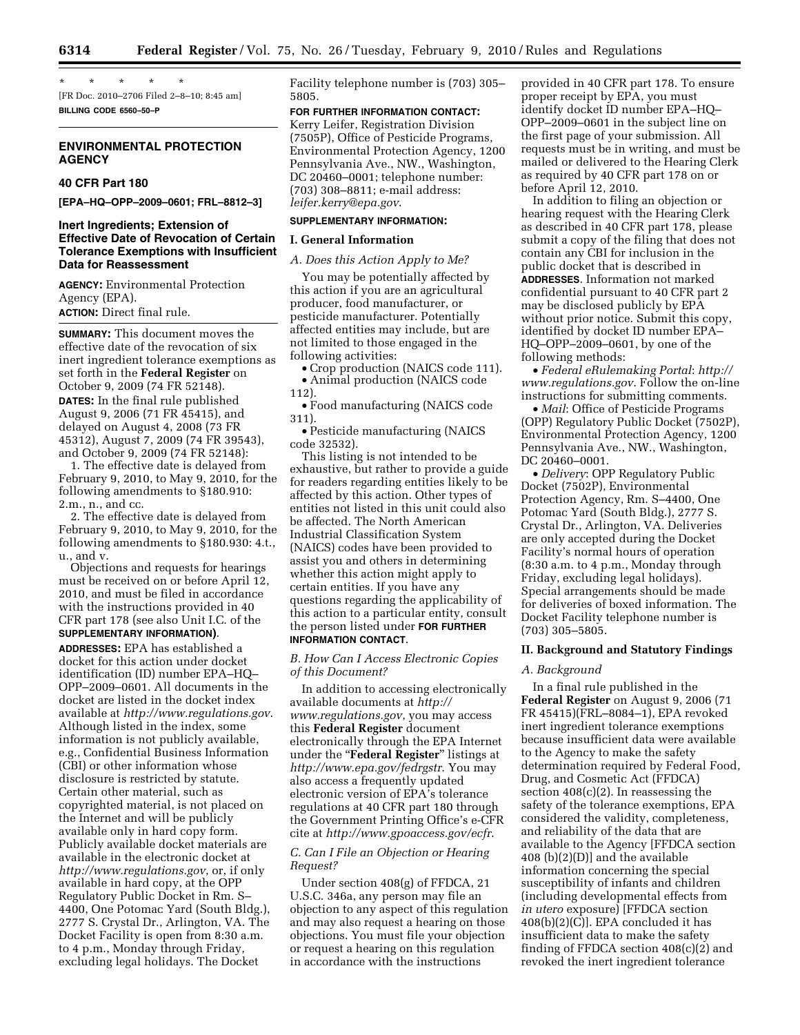\* \* \* \* \*

[FR Doc. 2010–2706 Filed 2–8–10; 8:45 am]

**BILLING CODE 6560–50–P**

## ENVIRONMENTAL PROTECTION AGENCY

### 40 CFR Part 180

**[EPA–HQ–OPP–2009–0601; FRL–8812–3]**

### Inert Ingredients; Extension of Effective Date of Revocation of Certain Tolerance Exemptions with Insufficient Data for Reassessment

**AGENCY:** Environmental Protection Agency (EPA).

**ACTION:** Direct final rule.

**SUMMARY:** This document moves the effective date of the revocation of six inert ingredient tolerance exemptions as set forth in the **Federal Register** on October 9, 2009 (74 FR 52148).

**DATES:** In the final rule published August 9, 2006 (71 FR 45415), and delayed on August 4, 2008 (73 FR 45312), August 7, 2009 (74 FR 39543), and October 9, 2009 (74 FR 52148):

1. The effective date is delayed from February 9, 2010, to May 9, 2010, for the following amendments to §180.910: 2.m., n., and cc.

2. The effective date is delayed from February 9, 2010, to May 9, 2010, for the following amendments to §180.930: 4.t., u., and v.

Objections and requests for hearings must be received on or before April 12, 2010, and must be filed in accordance with the instructions provided in 40 CFR part 178 (see also Unit I.C. of the **SUPPLEMENTARY INFORMATION)**.

**ADDRESSES:** EPA has established a docket for this action under docket identification (ID) number EPA–HQ–OPP–2009–0601. All documents in the docket are listed in the docket index available at *http://www.regulations.gov*. Although listed in the index, some information is not publicly available, e.g., Confidential Business Information (CBI) or other information whose disclosure is restricted by statute. Certain other material, such as copyrighted material, is not placed on the Internet and will be publicly available only in hard copy form. Publicly available docket materials are available in the electronic docket at *http://www.regulations.gov*, or, if only available in hard copy, at the OPP Regulatory Public Docket in Rm. S–4400, One Potomac Yard (South Bldg.), 2777 S. Crystal Dr., Arlington, VA. The Docket Facility is open from 8:30 a.m. to 4 p.m., Monday through Friday, excluding legal holidays. The Docket Facility telephone number is (703) 305–5805.

**FOR FURTHER INFORMATION CONTACT:** Kerry Leifer, Registration Division (7505P), Office of Pesticide Programs, Environmental Protection Agency, 1200 Pennsylvania Ave., NW., Washington, DC 20460–0001; telephone number: (703) 308–8811; e-mail address: *leifer.kerry@epa.gov*.

**SUPPLEMENTARY INFORMATION:**

## I. General Information

### *A. Does this Action Apply to Me?*

You may be potentially affected by this action if you are an agricultural producer, food manufacturer, or pesticide manufacturer. Potentially affected entities may include, but are not limited to those engaged in the following activities:

- Crop production (NAICS code 111).
- Animal production (NAICS code 112).
- Food manufacturing (NAICS code 311).
- Pesticide manufacturing (NAICS code 32532).

This listing is not intended to be exhaustive, but rather to provide a guide for readers regarding entities likely to be affected by this action. Other types of entities not listed in this unit could also be affected. The North American Industrial Classification System (NAICS) codes have been provided to assist you and others in determining whether this action might apply to certain entities. If you have any questions regarding the applicability of this action to a particular entity, consult the person listed under **FOR FURTHER INFORMATION CONTACT**.

### *B. How Can I Access Electronic Copies of this Document?*

In addition to accessing electronically available documents at *http://www.regulations.gov*, you may access this **Federal Register** document electronically through the EPA Internet under the "**Federal Register**" listings at *http://www.epa.gov/fedrgstr*. You may also access a frequently updated electronic version of EPA's tolerance regulations at 40 CFR part 180 through the Government Printing Office's e-CFR cite at *http://www.gpoaccess.gov/ecfr*.

### *C. Can I File an Objection or Hearing Request?*

Under section 408(g) of FFDCA, 21 U.S.C. 346a, any person may file an objection to any aspect of this regulation and may also request a hearing on those objections. You must file your objection or request a hearing on this regulation in accordance with the instructions provided in 40 CFR part 178. To ensure proper receipt by EPA, you must identify docket ID number EPA–HQ–OPP–2009–0601 in the subject line on the first page of your submission. All requests must be in writing, and must be mailed or delivered to the Hearing Clerk as required by 40 CFR part 178 on or before April 12, 2010.

In addition to filing an objection or hearing request with the Hearing Clerk as described in 40 CFR part 178, please submit a copy of the filing that does not contain any CBI for inclusion in the public docket that is described in **ADDRESSES**. Information not marked confidential pursuant to 40 CFR part 2 may be disclosed publicly by EPA without prior notice. Submit this copy, identified by docket ID number EPA–HQ–OPP–2009–0601, by one of the following methods:

- *Federal eRulemaking Portal*: *http://www.regulations.gov*. Follow the on-line instructions for submitting comments.
- *Mail*: Office of Pesticide Programs (OPP) Regulatory Public Docket (7502P), Environmental Protection Agency, 1200 Pennsylvania Ave., NW., Washington, DC 20460–0001.
- *Delivery*: OPP Regulatory Public Docket (7502P), Environmental Protection Agency, Rm. S–4400, One Potomac Yard (South Bldg.), 2777 S. Crystal Dr., Arlington, VA. Deliveries are only accepted during the Docket Facility's normal hours of operation (8:30 a.m. to 4 p.m., Monday through Friday, excluding legal holidays). Special arrangements should be made for deliveries of boxed information. The Docket Facility telephone number is (703) 305–5805.

## II. Background and Statutory Findings

### *A. Background*

In a final rule published in the **Federal Register** on August 9, 2006 (71 FR 45415)(FRL–8084–1), EPA revoked inert ingredient tolerance exemptions because insufficient data were available to the Agency to make the safety determination required by Federal Food, Drug, and Cosmetic Act (FFDCA) section 408(c)(2). In reassessing the safety of the tolerance exemptions, EPA considered the validity, completeness, and reliability of the data that are available to the Agency [FFDCA section 408 (b)(2)(D)] and the available information concerning the special susceptibility of infants and children (including developmental effects from *in utero* exposure) [FFDCA section 408(b)(2)(C)]. EPA concluded it has insufficient data to make the safety finding of FFDCA section 408(c)(2) and revoked the inert ingredient tolerance